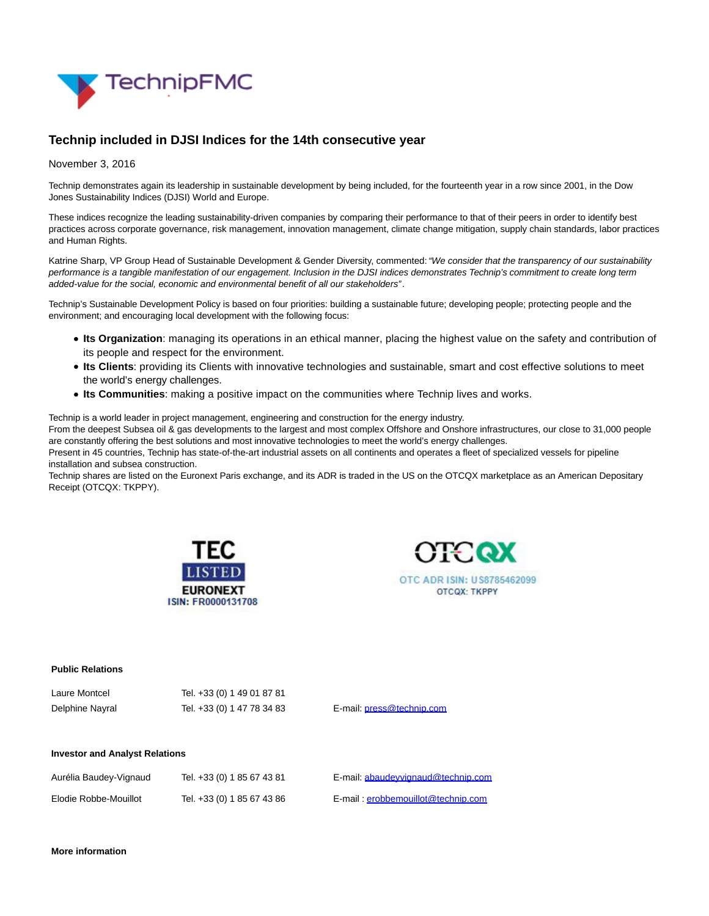# Technip included in DJSI Indices for the 14th consecutive year

November 3, 2016

Technip demonstrates again its leadership in sustainable development by being included, for the fourteenth year in a row since 2001, in the Dow Jones Sustainability Indices (DJSI) World and Europe.

These indices recognize the leading sustainability-driven companies by comparing their performance to that of their peers in order to identify best practices across corporate governance, risk management, innovation management, climate change mitigation, supply chain standards, labor practices and Human Rights.

Katrine Sharp, VP Group Head of Sustainable Development & Gender Diversity, commented: *"We consider that the transparency of our sustainability performance is a tangible manifestation of our engagement. Inclusion in the DJSI indices demonstrates Technip's commitment to create long term added-value for the social, economic and environmental benefit of all our stakeholders"*.

Technip's Sustainable Development Policy is based on four priorities: building a sustainable future; developing people; protecting people and the environment; and encouraging local development with the following focus:

- **Its Organization**: managing its operations in an ethical manner, placing the highest value on the safety and contribution of its people and respect for the environment.
- **Its Clients**: providing its Clients with innovative technologies and sustainable, smart and cost effective solutions to meet the world's energy challenges.
- **Its Communities**: making a positive impact on the communities where Technip lives and works.

Technip is a world leader in project management, engineering and construction for the energy industry.
From the deepest Subsea oil & gas developments to the largest and most complex Offshore and Onshore infrastructures, our close to 31,000 people are constantly offering the best solutions and most innovative technologies to meet the world's energy challenges.
Present in 45 countries, Technip has state-of-the-art industrial assets on all continents and operates a fleet of specialized vessels for pipeline installation and subsea construction.
Technip shares are listed on the Euronext Paris exchange, and its ADR is traded in the US on the OTCQX marketplace as an American Depositary Receipt (OTCQX: TKPPY).

TEC LISTED EURONEXT
ISIN: FR0000131708

OTCQX
OTC ADR ISIN: US8785462099
OTCQX: TKPPY

**Public Relations**

| | | |
|---|---|---|
| Laure Montcel | Tel. +33 (0) 1 49 01 87 81 | |
| Delphine Nayral | Tel. +33 (0) 1 47 78 34 83 | E-mail: press@technip.com |

**Investor and Analyst Relations**

| | | |
|---|---|---|
| Aurélia Baudey-Vignaud | Tel. +33 (0) 1 85 67 43 81 | E-mail: abaudeyvignaud@technip.com |
| Elodie Robbe-Mouillot | Tel. +33 (0) 1 85 67 43 86 | E-mail : erobbemouillot@technip.com |

**More information**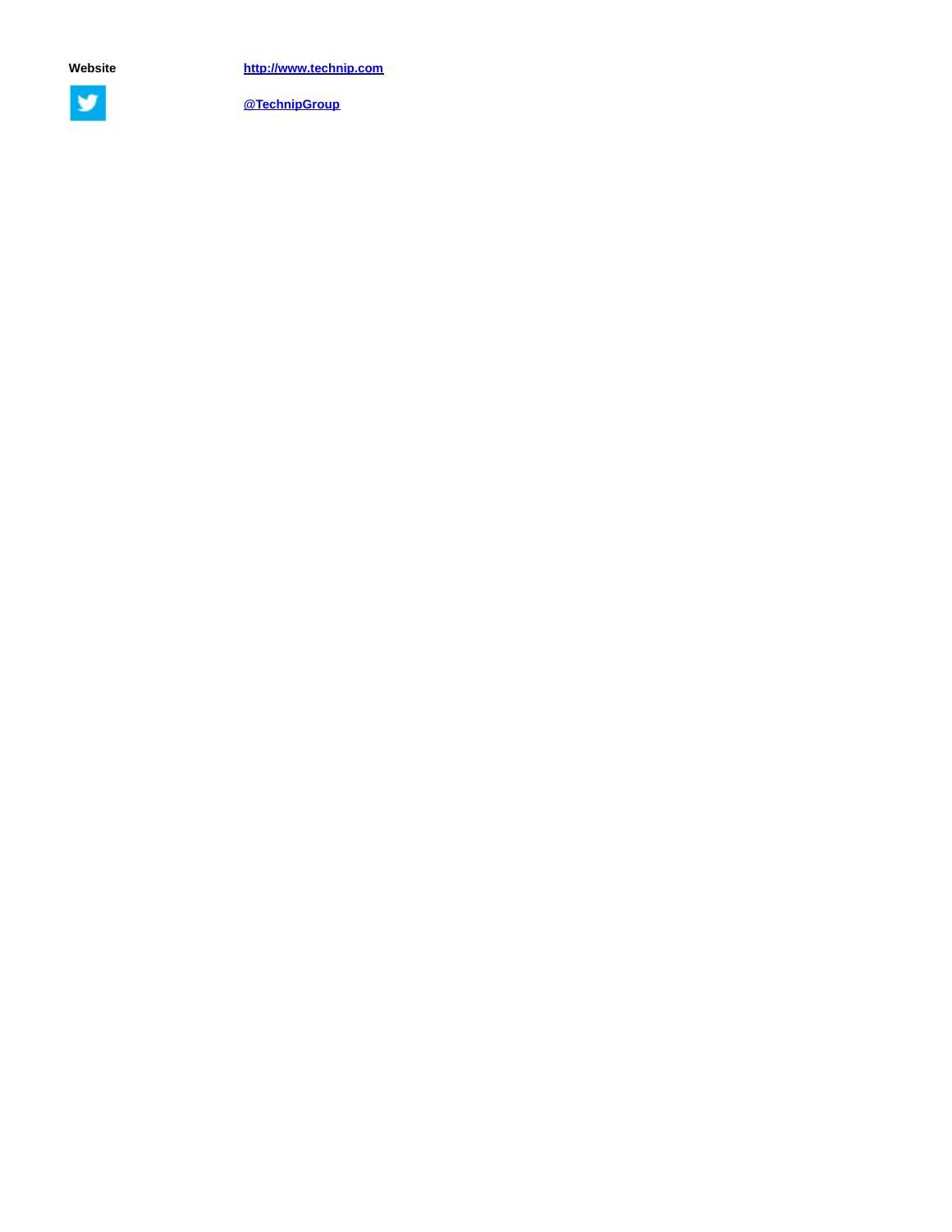| | |
|---|---|
| **Website** | http://www.technip.com |
| | @TechnipGroup |